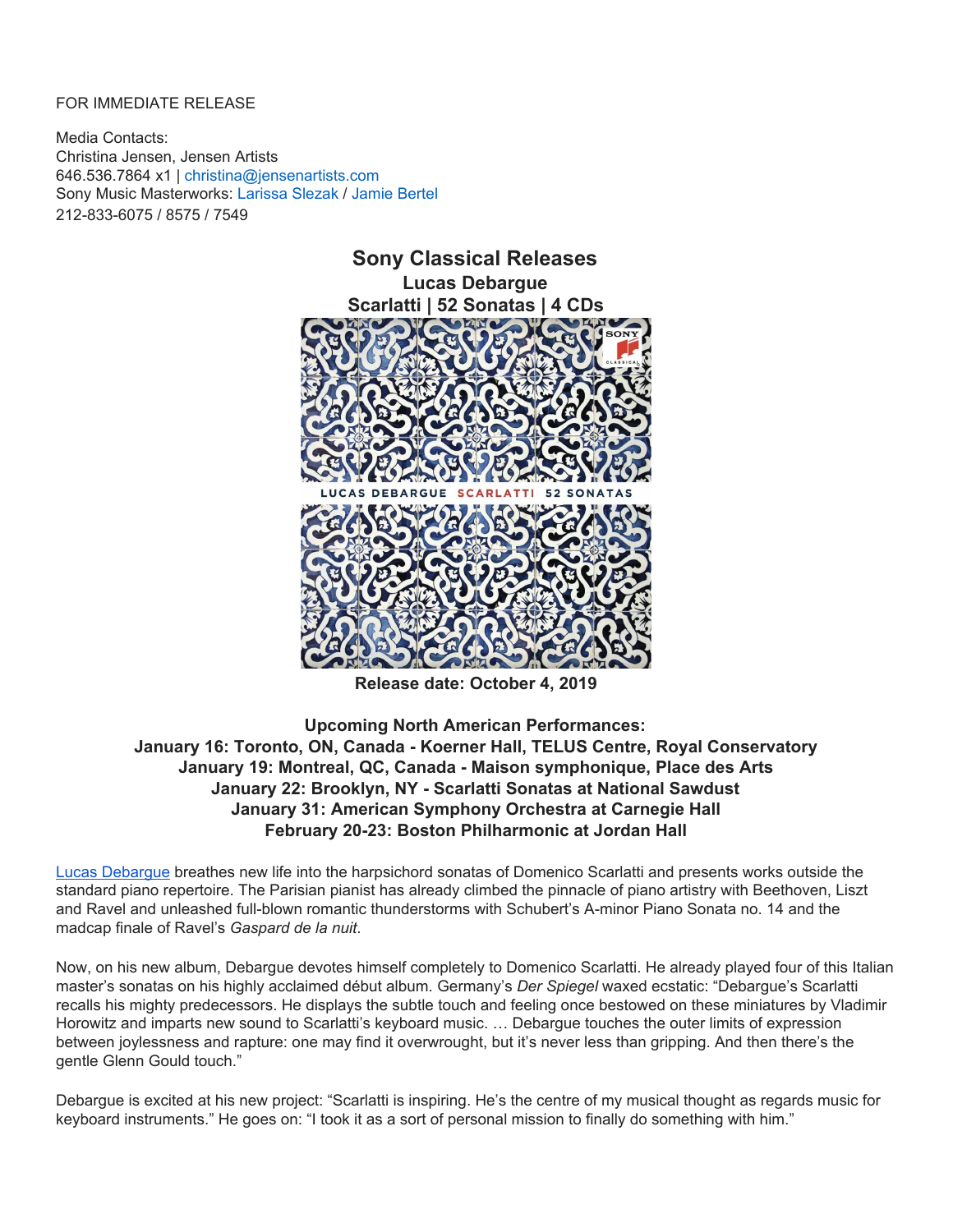FOR IMMEDIATE RELEASE

Media Contacts:
Christina Jensen, Jensen Artists
646.536.7864 x1 | christina@jensenartists.com
Sony Music Masterworks: Larissa Slezak / Jamie Bertel
212-833-6075 / 8575 / 7549

# Sony Classical Releases

## Lucas Debargue

## Scarlatti | 52 Sonatas | 4 CDs

**Release date: October 4, 2019**

**Upcoming North American Performances:**
**January 16: Toronto, ON, Canada - Koerner Hall, TELUS Centre, Royal Conservatory**
**January 19: Montreal, QC, Canada - Maison symphonique, Place des Arts**
**January 22: Brooklyn, NY - Scarlatti Sonatas at National Sawdust**
**January 31: American Symphony Orchestra at Carnegie Hall**
**February 20-23: Boston Philharmonic at Jordan Hall**

Lucas Debargue breathes new life into the harpsichord sonatas of Domenico Scarlatti and presents works outside the standard piano repertoire. The Parisian pianist has already climbed the pinnacle of piano artistry with Beethoven, Liszt and Ravel and unleashed full-blown romantic thunderstorms with Schubert's A-minor Piano Sonata no. 14 and the madcap finale of Ravel's *Gaspard de la nuit*.

Now, on his new album, Debargue devotes himself completely to Domenico Scarlatti. He already played four of this Italian master's sonatas on his highly acclaimed début album. Germany's *Der Spiegel* waxed ecstatic: "Debargue's Scarlatti recalls his mighty predecessors. He displays the subtle touch and feeling once bestowed on these miniatures by Vladimir Horowitz and imparts new sound to Scarlatti's keyboard music. … Debargue touches the outer limits of expression between joylessness and rapture: one may find it overwrought, but it's never less than gripping. And then there's the gentle Glenn Gould touch."

Debargue is excited at his new project: "Scarlatti is inspiring. He's the centre of my musical thought as regards music for keyboard instruments." He goes on: "I took it as a sort of personal mission to finally do something with him."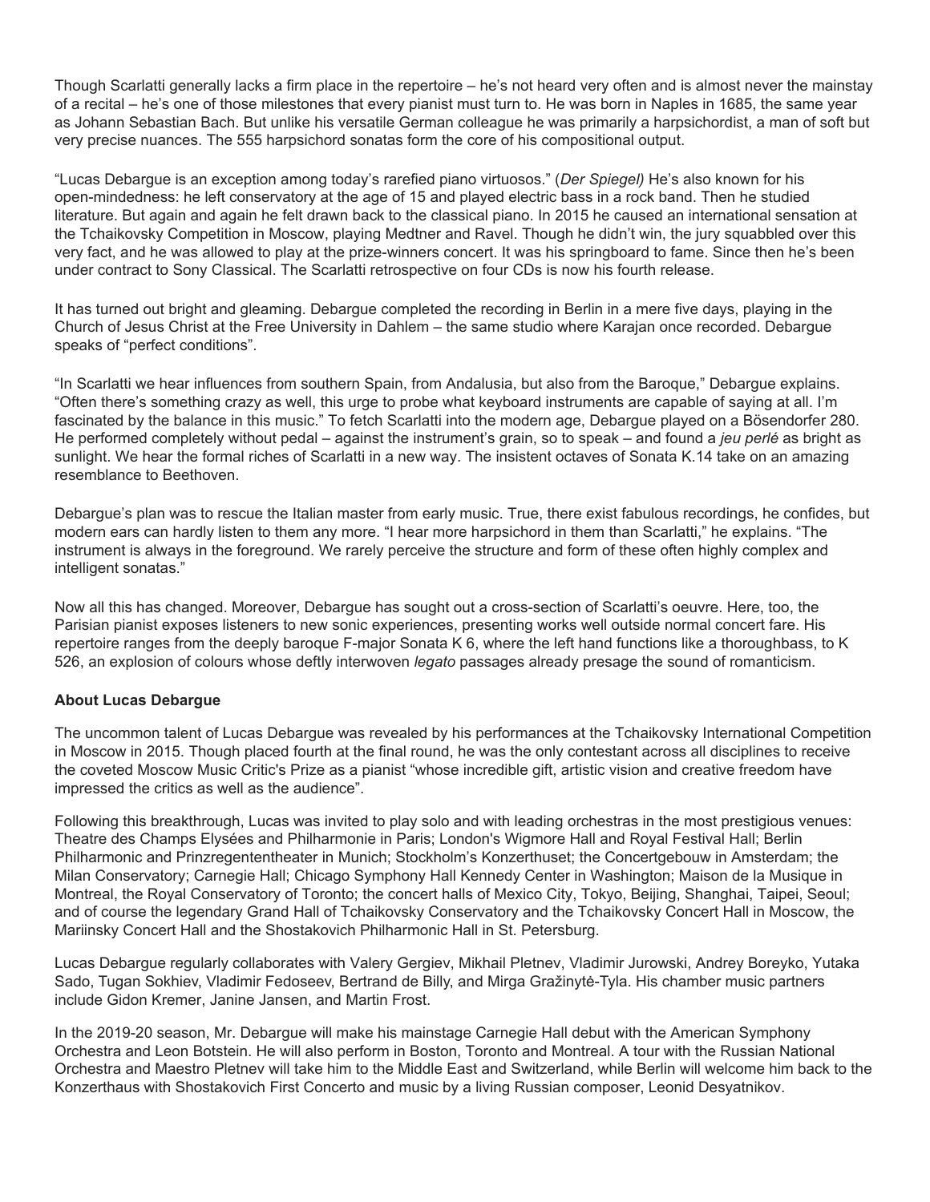Though Scarlatti generally lacks a firm place in the repertoire – he's not heard very often and is almost never the mainstay of a recital – he's one of those milestones that every pianist must turn to. He was born in Naples in 1685, the same year as Johann Sebastian Bach. But unlike his versatile German colleague he was primarily a harpsichordist, a man of soft but very precise nuances. The 555 harpsichord sonatas form the core of his compositional output.

"Lucas Debargue is an exception among today's rarefied piano virtuosos." (*Der Spiegel)* He's also known for his open-mindedness: he left conservatory at the age of 15 and played electric bass in a rock band. Then he studied literature. But again and again he felt drawn back to the classical piano. In 2015 he caused an international sensation at the Tchaikovsky Competition in Moscow, playing Medtner and Ravel. Though he didn't win, the jury squabbled over this very fact, and he was allowed to play at the prize-winners concert. It was his springboard to fame. Since then he's been under contract to Sony Classical. The Scarlatti retrospective on four CDs is now his fourth release.

It has turned out bright and gleaming. Debargue completed the recording in Berlin in a mere five days, playing in the Church of Jesus Christ at the Free University in Dahlem – the same studio where Karajan once recorded. Debargue speaks of "perfect conditions".

"In Scarlatti we hear influences from southern Spain, from Andalusia, but also from the Baroque," Debargue explains. "Often there's something crazy as well, this urge to probe what keyboard instruments are capable of saying at all. I'm fascinated by the balance in this music." To fetch Scarlatti into the modern age, Debargue played on a Bösendorfer 280. He performed completely without pedal – against the instrument's grain, so to speak – and found a *jeu perlé* as bright as sunlight. We hear the formal riches of Scarlatti in a new way. The insistent octaves of Sonata K.14 take on an amazing resemblance to Beethoven.

Debargue's plan was to rescue the Italian master from early music. True, there exist fabulous recordings, he confides, but modern ears can hardly listen to them any more. "I hear more harpsichord in them than Scarlatti," he explains. "The instrument is always in the foreground. We rarely perceive the structure and form of these often highly complex and intelligent sonatas."

Now all this has changed. Moreover, Debargue has sought out a cross-section of Scarlatti's oeuvre. Here, too, the Parisian pianist exposes listeners to new sonic experiences, presenting works well outside normal concert fare. His repertoire ranges from the deeply baroque F-major Sonata K 6, where the left hand functions like a thoroughbass, to K 526, an explosion of colours whose deftly interwoven *legato* passages already presage the sound of romanticism.

**About Lucas Debargue**

The uncommon talent of Lucas Debargue was revealed by his performances at the Tchaikovsky International Competition in Moscow in 2015. Though placed fourth at the final round, he was the only contestant across all disciplines to receive the coveted Moscow Music Critic's Prize as a pianist "whose incredible gift, artistic vision and creative freedom have impressed the critics as well as the audience".

Following this breakthrough, Lucas was invited to play solo and with leading orchestras in the most prestigious venues: Theatre des Champs Elysées and Philharmonie in Paris; London's Wigmore Hall and Royal Festival Hall; Berlin Philharmonic and Prinzregententheater in Munich; Stockholm's Konzerthuset; the Concertgebouw in Amsterdam; the Milan Conservatory; Carnegie Hall; Chicago Symphony Hall Kennedy Center in Washington; Maison de la Musique in Montreal, the Royal Conservatory of Toronto; the concert halls of Mexico City, Tokyo, Beijing, Shanghai, Taipei, Seoul; and of course the legendary Grand Hall of Tchaikovsky Conservatory and the Tchaikovsky Concert Hall in Moscow, the Mariinsky Concert Hall and the Shostakovich Philharmonic Hall in St. Petersburg.

Lucas Debargue regularly collaborates with Valery Gergiev, Mikhail Pletnev, Vladimir Jurowski, Andrey Boreyko, Yutaka Sado, Tugan Sokhiev, Vladimir Fedoseev, Bertrand de Billy, and Mirga Gražinytė-Tyla. His chamber music partners include Gidon Kremer, Janine Jansen, and Martin Frost.

In the 2019-20 season, Mr. Debargue will make his mainstage Carnegie Hall debut with the American Symphony Orchestra and Leon Botstein. He will also perform in Boston, Toronto and Montreal. A tour with the Russian National Orchestra and Maestro Pletnev will take him to the Middle East and Switzerland, while Berlin will welcome him back to the Konzerthaus with Shostakovich First Concerto and music by a living Russian composer, Leonid Desyatnikov.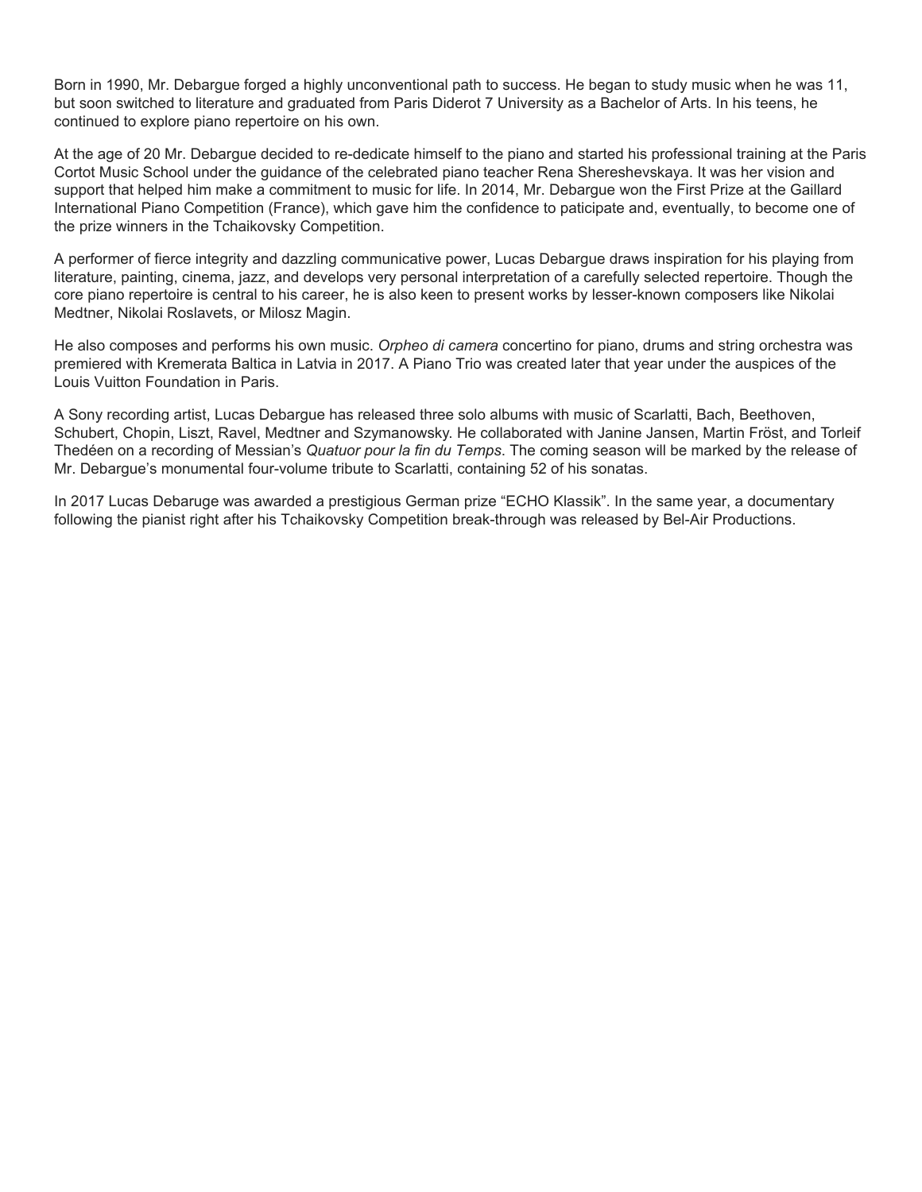Born in 1990, Mr. Debargue forged a highly unconventional path to success. He began to study music when he was 11, but soon switched to literature and graduated from Paris Diderot 7 University as a Bachelor of Arts. In his teens, he continued to explore piano repertoire on his own.

At the age of 20 Mr. Debargue decided to re-dedicate himself to the piano and started his professional training at the Paris Cortot Music School under the guidance of the celebrated piano teacher Rena Shereshevskaya. It was her vision and support that helped him make a commitment to music for life. In 2014, Mr. Debargue won the First Prize at the Gaillard International Piano Competition (France), which gave him the confidence to paticipate and, eventually, to become one of the prize winners in the Tchaikovsky Competition.

A performer of fierce integrity and dazzling communicative power, Lucas Debargue draws inspiration for his playing from literature, painting, cinema, jazz, and develops very personal interpretation of a carefully selected repertoire. Though the core piano repertoire is central to his career, he is also keen to present works by lesser-known composers like Nikolai Medtner, Nikolai Roslavets, or Milosz Magin.

He also composes and performs his own music. *Orpheo di camera* concertino for piano, drums and string orchestra was premiered with Kremerata Baltica in Latvia in 2017. A Piano Trio was created later that year under the auspices of the Louis Vuitton Foundation in Paris.

A Sony recording artist, Lucas Debargue has released three solo albums with music of Scarlatti, Bach, Beethoven, Schubert, Chopin, Liszt, Ravel, Medtner and Szymanowsky. He collaborated with Janine Jansen, Martin Fröst, and Torleif Thedéen on a recording of Messian's *Quatuor pour la fin du Temps*. The coming season will be marked by the release of Mr. Debargue's monumental four-volume tribute to Scarlatti, containing 52 of his sonatas.

In 2017 Lucas Debaruge was awarded a prestigious German prize "ECHO Klassik". In the same year, a documentary following the pianist right after his Tchaikovsky Competition break-through was released by Bel-Air Productions.